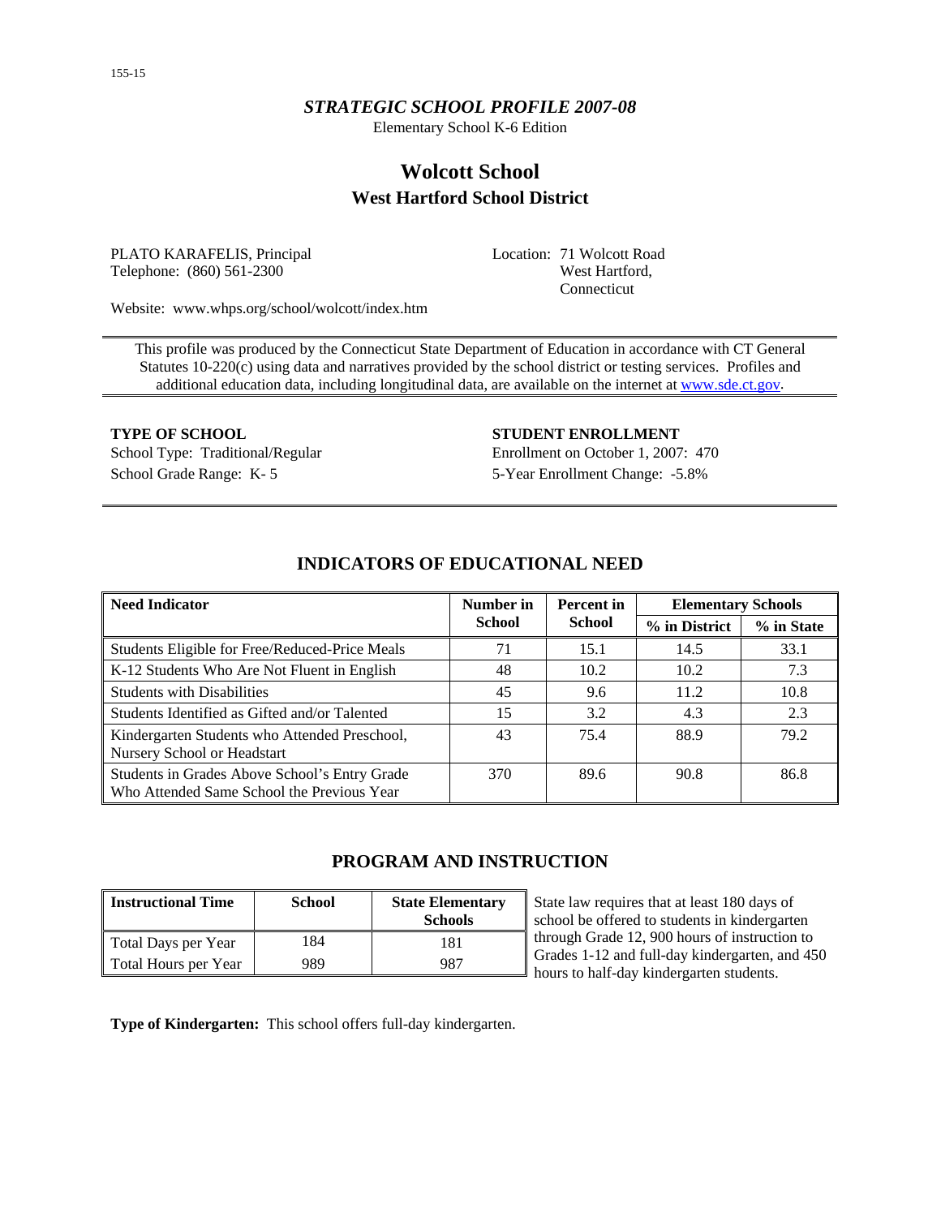155-15

*STRATEGIC SCHOOL PROFILE 2007-08*

Elementary School K-6 Edition

# Wolcott School

## West Hartford School District

PLATO KARAFELIS, Principal
Telephone: (860) 561-2300

Location: 71 Wolcott Road
West Hartford,
Connecticut

Website: www.whps.org/school/wolcott/index.htm

This profile was produced by the Connecticut State Department of Education in accordance with CT General Statutes 10-220(c) using data and narratives provided by the school district or testing services. Profiles and additional education data, including longitudinal data, are available on the internet at www.sde.ct.gov.

**TYPE OF SCHOOL**

School Type: Traditional/Regular

School Grade Range: K- 5

**STUDENT ENROLLMENT**

Enrollment on October 1, 2007: 470

5-Year Enrollment Change: -5.8%

## INDICATORS OF EDUCATIONAL NEED

| Need Indicator | Number in School | Percent in School | Elementary Schools | |
|---|---|---|---|---|
| | | | % in District | % in State |
| Students Eligible for Free/Reduced-Price Meals | 71 | 15.1 | 14.5 | 33.1 |
| K-12 Students Who Are Not Fluent in English | 48 | 10.2 | 10.2 | 7.3 |
| Students with Disabilities | 45 | 9.6 | 11.2 | 10.8 |
| Students Identified as Gifted and/or Talented | 15 | 3.2 | 4.3 | 2.3 |
| Kindergarten Students who Attended Preschool, Nursery School or Headstart | 43 | 75.4 | 88.9 | 79.2 |
| Students in Grades Above School's Entry Grade Who Attended Same School the Previous Year | 370 | 89.6 | 90.8 | 86.8 |

## PROGRAM AND INSTRUCTION

| Instructional Time | School | State Elementary Schools |
|---|---|---|
| Total Days per Year | 184 | 181 |
| Total Hours per Year | 989 | 987 |

State law requires that at least 180 days of school be offered to students in kindergarten through Grade 12, 900 hours of instruction to Grades 1-12 and full-day kindergarten, and 450 hours to half-day kindergarten students.

**Type of Kindergarten:** This school offers full-day kindergarten.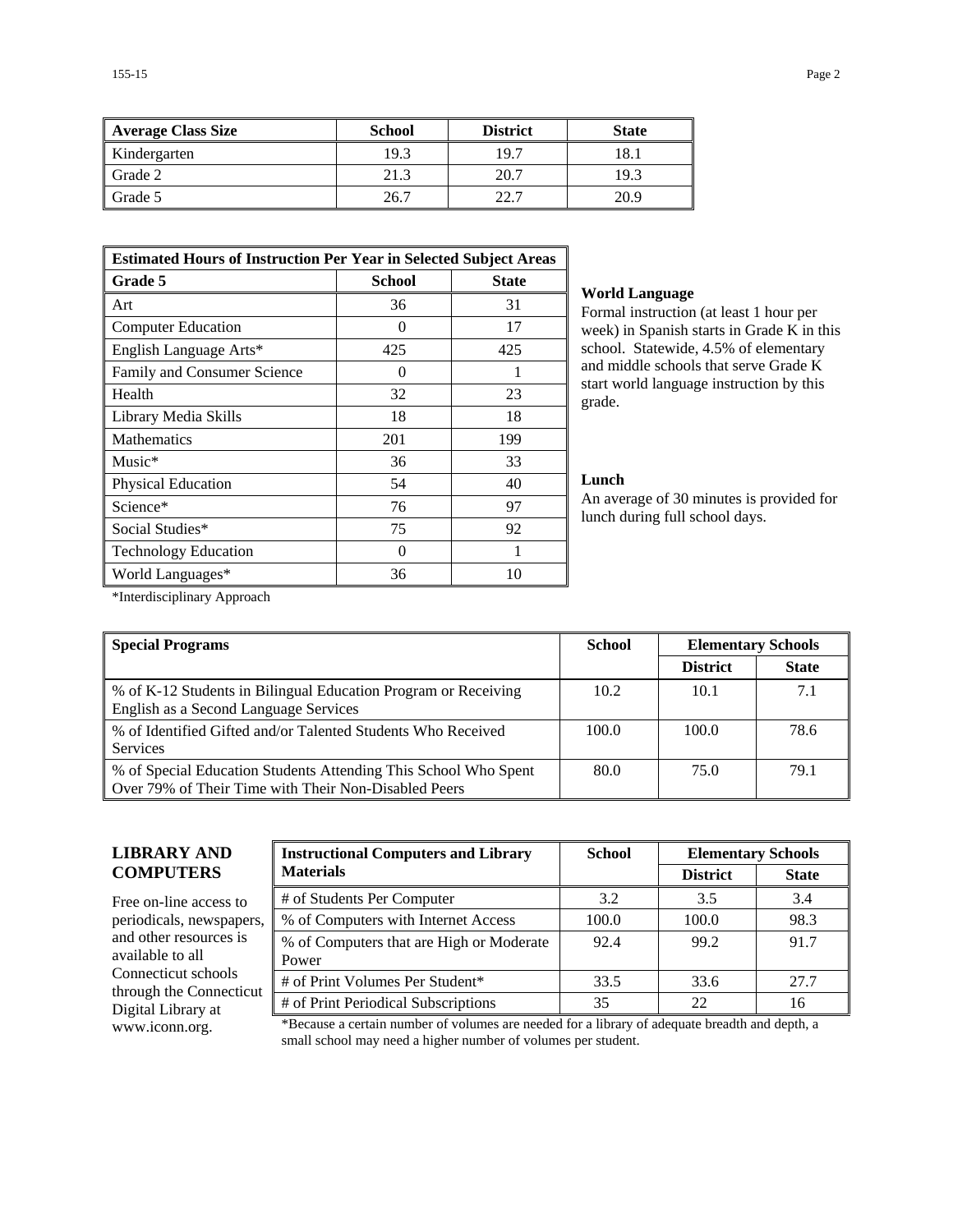| Average Class Size | School | District | State |
|---|---|---|---|
| Kindergarten | 19.3 | 19.7 | 18.1 |
| Grade 2 | 21.3 | 20.7 | 19.3 |
| Grade 5 | 26.7 | 22.7 | 20.9 |

| Estimated Hours of Instruction Per Year in Selected Subject Areas | | |
|---|---|---|
| **Grade 5** | **School** | **State** |
| Art | 36 | 31 |
| Computer Education | 0 | 17 |
| English Language Arts* | 425 | 425 |
| Family and Consumer Science | 0 | 1 |
| Health | 32 | 23 |
| Library Media Skills | 18 | 18 |
| Mathematics | 201 | 199 |
| Music* | 36 | 33 |
| Physical Education | 54 | 40 |
| Science* | 76 | 97 |
| Social Studies* | 75 | 92 |
| Technology Education | 0 | 1 |
| World Languages* | 36 | 10 |

*Interdisciplinary Approach

**World Language**

Formal instruction (at least 1 hour per week) in Spanish starts in Grade K in this school. Statewide, 4.5% of elementary and middle schools that serve Grade K start world language instruction by this grade.

**Lunch**

An average of 30 minutes is provided for lunch during full school days.

| Special Programs | School | Elementary Schools | |
|---|---|---|---|
| | | **District** | **State** |
| % of K-12 Students in Bilingual Education Program or Receiving English as a Second Language Services | 10.2 | 10.1 | 7.1 |
| % of Identified Gifted and/or Talented Students Who Received Services | 100.0 | 100.0 | 78.6 |
| % of Special Education Students Attending This School Who Spent Over 79% of Their Time with Their Non-Disabled Peers | 80.0 | 75.0 | 79.1 |

## LIBRARY AND COMPUTERS

Free on-line access to periodicals, newspapers, and other resources is available to all Connecticut schools through the Connecticut Digital Library at www.iconn.org.

| Instructional Computers and Library Materials | School | Elementary Schools | |
|---|---|---|---|
| | | **District** | **State** |
| # of Students Per Computer | 3.2 | 3.5 | 3.4 |
| % of Computers with Internet Access | 100.0 | 100.0 | 98.3 |
| % of Computers that are High or Moderate Power | 92.4 | 99.2 | 91.7 |
| # of Print Volumes Per Student* | 33.5 | 33.6 | 27.7 |
| # of Print Periodical Subscriptions | 35 | 22 | 16 |

*Because a certain number of volumes are needed for a library of adequate breadth and depth, a small school may need a higher number of volumes per student.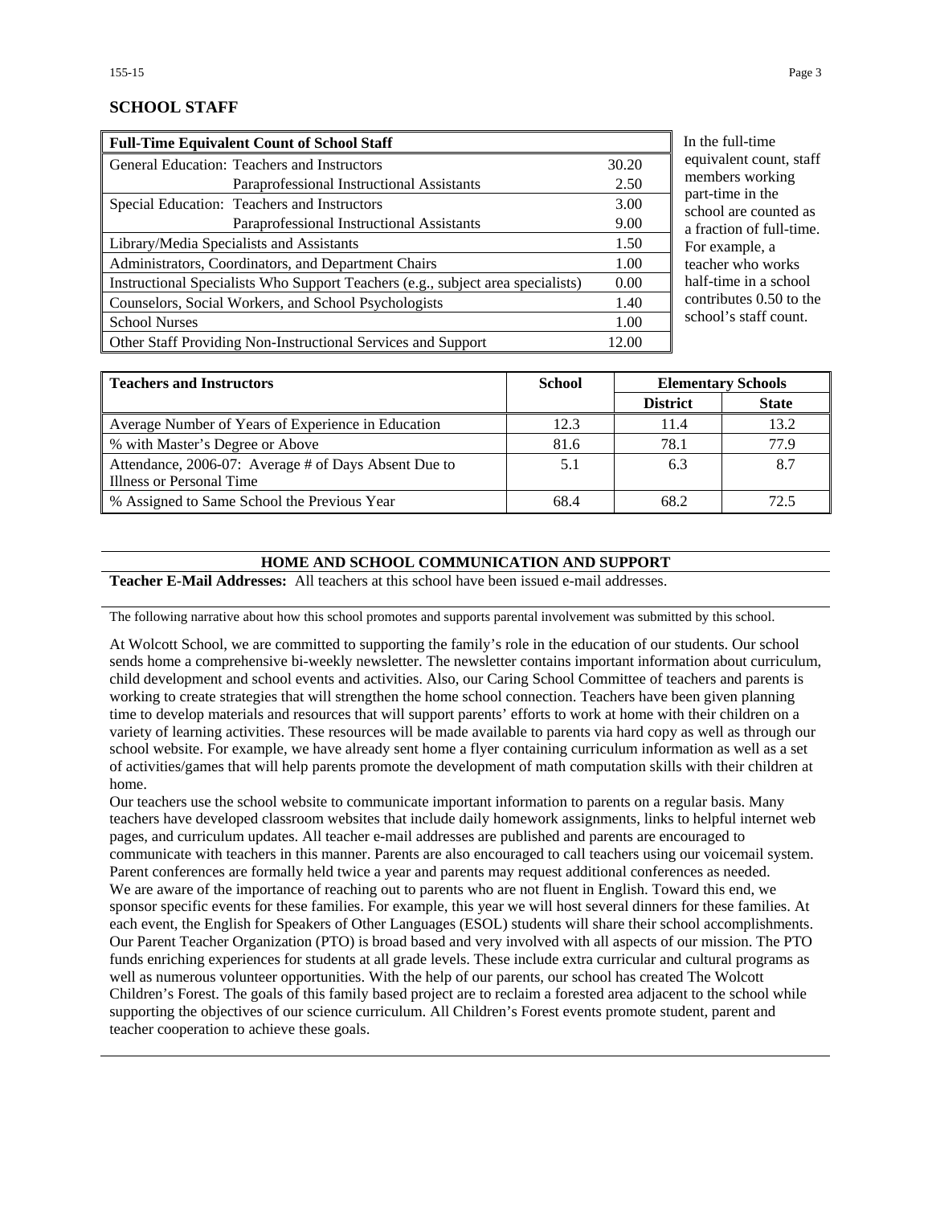## SCHOOL STAFF

| Full-Time Equivalent Count of School Staff | | |
|---|---|---|
| General Education: | Teachers and Instructors | 30.20 |
| | Paraprofessional Instructional Assistants | 2.50 |
| Special Education: | Teachers and Instructors | 3.00 |
| | Paraprofessional Instructional Assistants | 9.00 |
| Library/Media Specialists and Assistants | | 1.50 |
| Administrators, Coordinators, and Department Chairs | | 1.00 |
| Instructional Specialists Who Support Teachers (e.g., subject area specialists) | | 0.00 |
| Counselors, Social Workers, and School Psychologists | | 1.40 |
| School Nurses | | 1.00 |
| Other Staff Providing Non-Instructional Services and Support | | 12.00 |

In the full-time equivalent count, staff members working part-time in the school are counted as a fraction of full-time. For example, a teacher who works half-time in a school contributes 0.50 to the school's staff count.

| Teachers and Instructors | School | Elementary Schools | |
|---|---|---|---|
| | | District | State |
| Average Number of Years of Experience in Education | 12.3 | 11.4 | 13.2 |
| % with Master's Degree or Above | 81.6 | 78.1 | 77.9 |
| Attendance, 2006-07: Average # of Days Absent Due to Illness or Personal Time | 5.1 | 6.3 | 8.7 |
| % Assigned to Same School the Previous Year | 68.4 | 68.2 | 72.5 |

## HOME AND SCHOOL COMMUNICATION AND SUPPORT

**Teacher E-Mail Addresses:** All teachers at this school have been issued e-mail addresses.

The following narrative about how this school promotes and supports parental involvement was submitted by this school.

At Wolcott School, we are committed to supporting the family's role in the education of our students. Our school sends home a comprehensive bi-weekly newsletter. The newsletter contains important information about curriculum, child development and school events and activities. Also, our Caring School Committee of teachers and parents is working to create strategies that will strengthen the home school connection. Teachers have been given planning time to develop materials and resources that will support parents' efforts to work at home with their children on a variety of learning activities. These resources will be made available to parents via hard copy as well as through our school website. For example, we have already sent home a flyer containing curriculum information as well as a set of activities/games that will help parents promote the development of math computation skills with their children at home.

Our teachers use the school website to communicate important information to parents on a regular basis. Many teachers have developed classroom websites that include daily homework assignments, links to helpful internet web pages, and curriculum updates. All teacher e-mail addresses are published and parents are encouraged to communicate with teachers in this manner. Parents are also encouraged to call teachers using our voicemail system. Parent conferences are formally held twice a year and parents may request additional conferences as needed.

We are aware of the importance of reaching out to parents who are not fluent in English. Toward this end, we sponsor specific events for these families. For example, this year we will host several dinners for these families. At each event, the English for Speakers of Other Languages (ESOL) students will share their school accomplishments. Our Parent Teacher Organization (PTO) is broad based and very involved with all aspects of our mission. The PTO funds enriching experiences for students at all grade levels. These include extra curricular and cultural programs as well as numerous volunteer opportunities. With the help of our parents, our school has created The Wolcott Children's Forest. The goals of this family based project are to reclaim a forested area adjacent to the school while supporting the objectives of our science curriculum. All Children's Forest events promote student, parent and teacher cooperation to achieve these goals.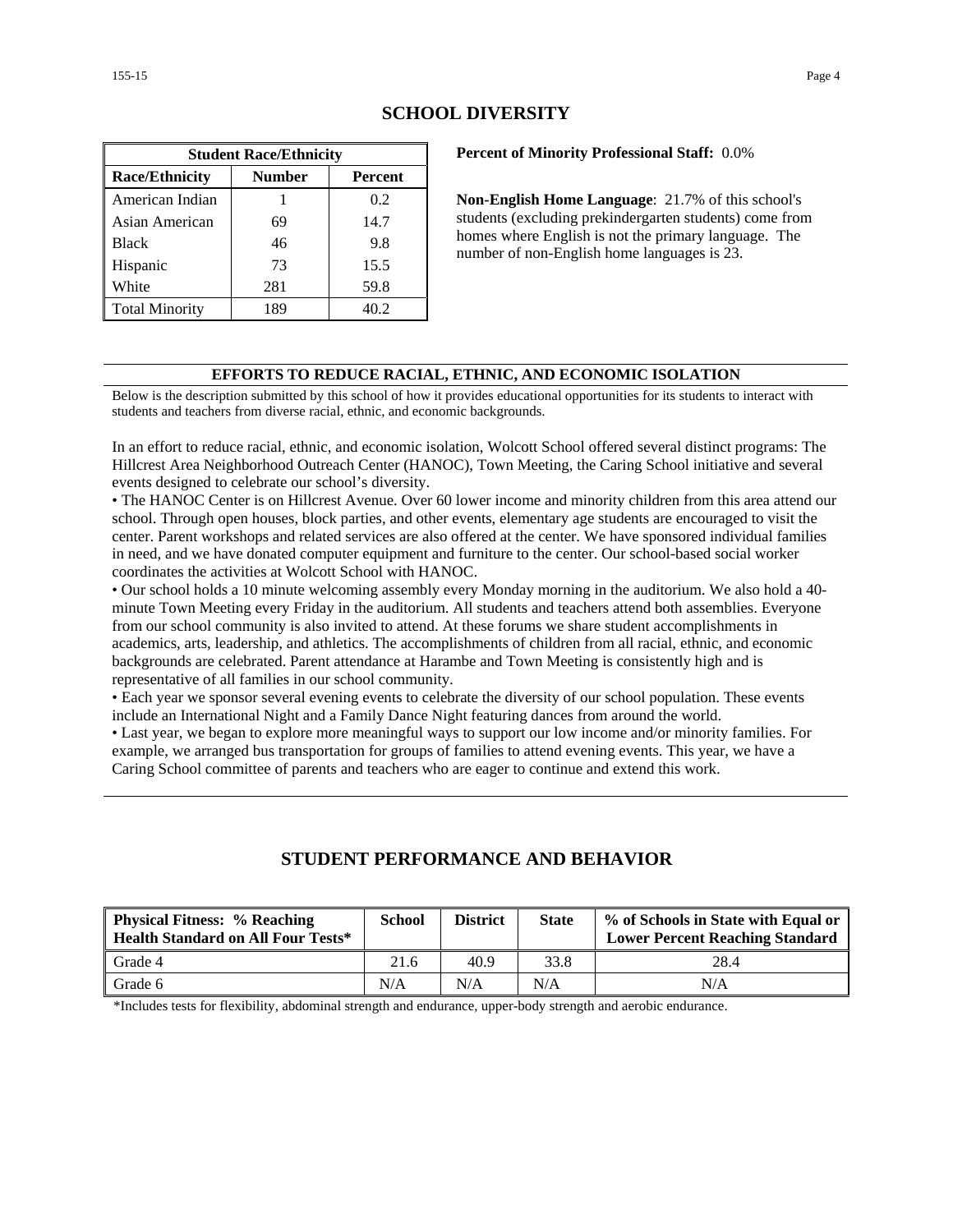## SCHOOL DIVERSITY

| Student Race/Ethnicity | | |
|---|---|---|
| **Race/Ethnicity** | **Number** | **Percent** |
| American Indian | 1 | 0.2 |
| Asian American | 69 | 14.7 |
| Black | 46 | 9.8 |
| Hispanic | 73 | 15.5 |
| White | 281 | 59.8 |
| Total Minority | 189 | 40.2 |

**Percent of Minority Professional Staff:** 0.0%

**Non-English Home Language**: 21.7% of this school's students (excluding prekindergarten students) come from homes where English is not the primary language. The number of non-English home languages is 23.

### EFFORTS TO REDUCE RACIAL, ETHNIC, AND ECONOMIC ISOLATION

Below is the description submitted by this school of how it provides educational opportunities for its students to interact with students and teachers from diverse racial, ethnic, and economic backgrounds.

In an effort to reduce racial, ethnic, and economic isolation, Wolcott School offered several distinct programs: The Hillcrest Area Neighborhood Outreach Center (HANOC), Town Meeting, the Caring School initiative and several events designed to celebrate our school's diversity.

- The HANOC Center is on Hillcrest Avenue. Over 60 lower income and minority children from this area attend our school. Through open houses, block parties, and other events, elementary age students are encouraged to visit the center. Parent workshops and related services are also offered at the center. We have sponsored individual families in need, and we have donated computer equipment and furniture to the center. Our school-based social worker coordinates the activities at Wolcott School with HANOC.
- Our school holds a 10 minute welcoming assembly every Monday morning in the auditorium. We also hold a 40-minute Town Meeting every Friday in the auditorium. All students and teachers attend both assemblies. Everyone from our school community is also invited to attend. At these forums we share student accomplishments in academics, arts, leadership, and athletics. The accomplishments of children from all racial, ethnic, and economic backgrounds are celebrated. Parent attendance at Harambe and Town Meeting is consistently high and is representative of all families in our school community.
- Each year we sponsor several evening events to celebrate the diversity of our school population. These events include an International Night and a Family Dance Night featuring dances from around the world.
- Last year, we began to explore more meaningful ways to support our low income and/or minority families. For example, we arranged bus transportation for groups of families to attend evening events. This year, we have a Caring School committee of parents and teachers who are eager to continue and extend this work.

## STUDENT PERFORMANCE AND BEHAVIOR

| Physical Fitness: % Reaching Health Standard on All Four Tests* | School | District | State | % of Schools in State with Equal or Lower Percent Reaching Standard |
|---|---|---|---|---|
| Grade 4 | 21.6 | 40.9 | 33.8 | 28.4 |
| Grade 6 | N/A | N/A | N/A | N/A |

*Includes tests for flexibility, abdominal strength and endurance, upper-body strength and aerobic endurance.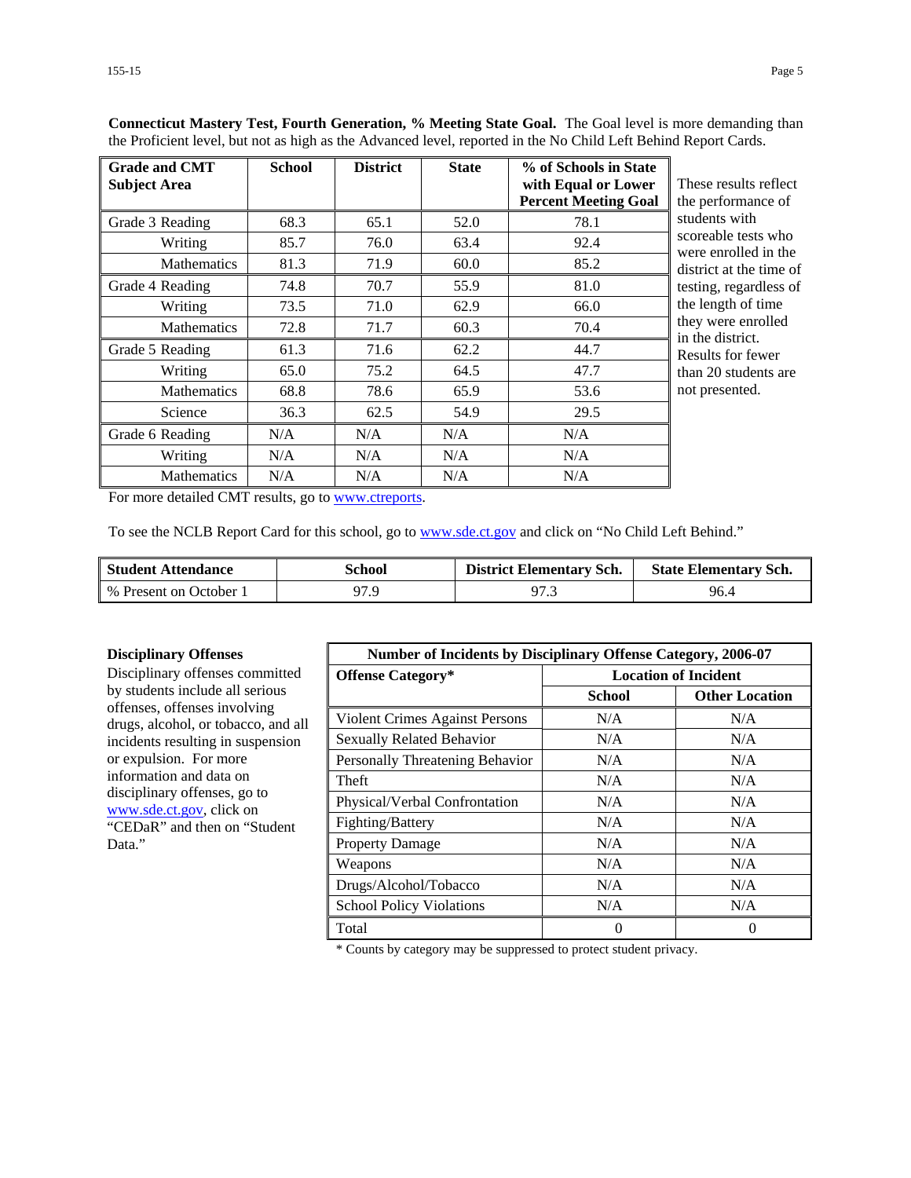**Connecticut Mastery Test, Fourth Generation, % Meeting State Goal.** The Goal level is more demanding than the Proficient level, but not as high as the Advanced level, reported in the No Child Left Behind Report Cards.

| Grade and CMT Subject Area | School | District | State | % of Schools in State with Equal or Lower Percent Meeting Goal |
|---|---|---|---|---|
| Grade 3 Reading | 68.3 | 65.1 | 52.0 | 78.1 |
| Writing | 85.7 | 76.0 | 63.4 | 92.4 |
| Mathematics | 81.3 | 71.9 | 60.0 | 85.2 |
| Grade 4 Reading | 74.8 | 70.7 | 55.9 | 81.0 |
| Writing | 73.5 | 71.0 | 62.9 | 66.0 |
| Mathematics | 72.8 | 71.7 | 60.3 | 70.4 |
| Grade 5 Reading | 61.3 | 71.6 | 62.2 | 44.7 |
| Writing | 65.0 | 75.2 | 64.5 | 47.7 |
| Mathematics | 68.8 | 78.6 | 65.9 | 53.6 |
| Science | 36.3 | 62.5 | 54.9 | 29.5 |
| Grade 6 Reading | N/A | N/A | N/A | N/A |
| Writing | N/A | N/A | N/A | N/A |
| Mathematics | N/A | N/A | N/A | N/A |

These results reflect the performance of students with scoreable tests who were enrolled in the district at the time of testing, regardless of the length of time they were enrolled in the district. Results for fewer than 20 students are not presented.

For more detailed CMT results, go to www.ctreports.

To see the NCLB Report Card for this school, go to www.sde.ct.gov and click on "No Child Left Behind."

| Student Attendance | School | District Elementary Sch. | State Elementary Sch. |
|---|---|---|---|
| % Present on October 1 | 97.9 | 97.3 | 96.4 |

**Disciplinary Offenses**

Disciplinary offenses committed by students include all serious offenses, offenses involving drugs, alcohol, or tobacco, and all incidents resulting in suspension or expulsion. For more information and data on disciplinary offenses, go to www.sde.ct.gov, click on "CEDaR" and then on "Student Data."

| Number of Incidents by Disciplinary Offense Category, 2006-07 | | |
|---|---|---|
| Offense Category* | Location of Incident | |
| | School | Other Location |
| Violent Crimes Against Persons | N/A | N/A |
| Sexually Related Behavior | N/A | N/A |
| Personally Threatening Behavior | N/A | N/A |
| Theft | N/A | N/A |
| Physical/Verbal Confrontation | N/A | N/A |
| Fighting/Battery | N/A | N/A |
| Property Damage | N/A | N/A |
| Weapons | N/A | N/A |
| Drugs/Alcohol/Tobacco | N/A | N/A |
| School Policy Violations | N/A | N/A |
| Total | 0 | 0 |

* Counts by category may be suppressed to protect student privacy.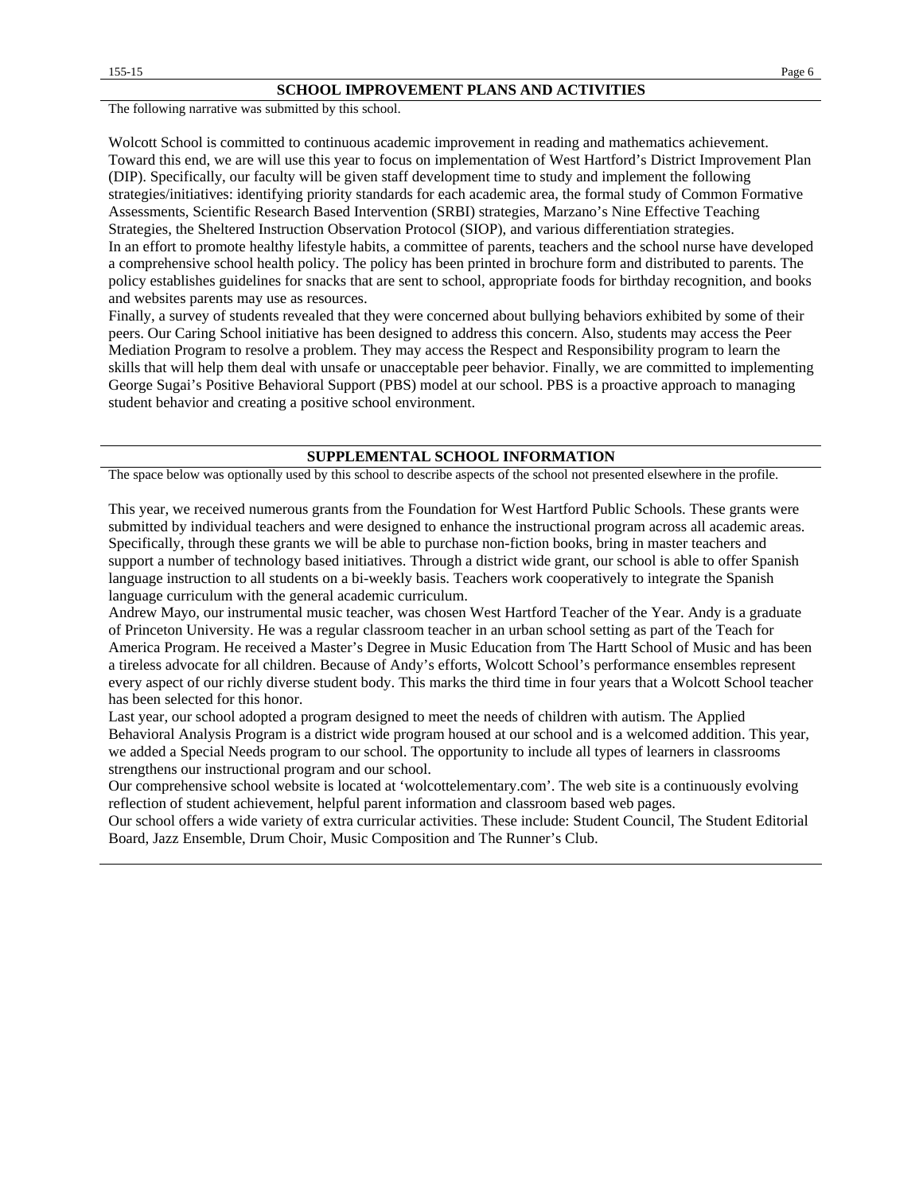## SCHOOL IMPROVEMENT PLANS AND ACTIVITIES

The following narrative was submitted by this school.

Wolcott School is committed to continuous academic improvement in reading and mathematics achievement. Toward this end, we are will use this year to focus on implementation of West Hartford's District Improvement Plan (DIP). Specifically, our faculty will be given staff development time to study and implement the following strategies/initiatives: identifying priority standards for each academic area, the formal study of Common Formative Assessments, Scientific Research Based Intervention (SRBI) strategies, Marzano's Nine Effective Teaching Strategies, the Sheltered Instruction Observation Protocol (SIOP), and various differentiation strategies.
In an effort to promote healthy lifestyle habits, a committee of parents, teachers and the school nurse have developed a comprehensive school health policy. The policy has been printed in brochure form and distributed to parents. The policy establishes guidelines for snacks that are sent to school, appropriate foods for birthday recognition, and books and websites parents may use as resources.
Finally, a survey of students revealed that they were concerned about bullying behaviors exhibited by some of their peers. Our Caring School initiative has been designed to address this concern. Also, students may access the Peer Mediation Program to resolve a problem. They may access the Respect and Responsibility program to learn the skills that will help them deal with unsafe or unacceptable peer behavior. Finally, we are committed to implementing George Sugai's Positive Behavioral Support (PBS) model at our school. PBS is a proactive approach to managing student behavior and creating a positive school environment.

## SUPPLEMENTAL SCHOOL INFORMATION

The space below was optionally used by this school to describe aspects of the school not presented elsewhere in the profile.

This year, we received numerous grants from the Foundation for West Hartford Public Schools. These grants were submitted by individual teachers and were designed to enhance the instructional program across all academic areas. Specifically, through these grants we will be able to purchase non-fiction books, bring in master teachers and support a number of technology based initiatives. Through a district wide grant, our school is able to offer Spanish language instruction to all students on a bi-weekly basis. Teachers work cooperatively to integrate the Spanish language curriculum with the general academic curriculum.
Andrew Mayo, our instrumental music teacher, was chosen West Hartford Teacher of the Year. Andy is a graduate of Princeton University. He was a regular classroom teacher in an urban school setting as part of the Teach for America Program. He received a Master's Degree in Music Education from The Hartt School of Music and has been a tireless advocate for all children. Because of Andy's efforts, Wolcott School's performance ensembles represent every aspect of our richly diverse student body. This marks the third time in four years that a Wolcott School teacher has been selected for this honor.
Last year, our school adopted a program designed to meet the needs of children with autism. The Applied Behavioral Analysis Program is a district wide program housed at our school and is a welcomed addition. This year, we added a Special Needs program to our school. The opportunity to include all types of learners in classrooms strengthens our instructional program and our school.
Our comprehensive school website is located at 'wolcottelementary.com'. The web site is a continuously evolving reflection of student achievement, helpful parent information and classroom based web pages.
Our school offers a wide variety of extra curricular activities. These include: Student Council, The Student Editorial Board, Jazz Ensemble, Drum Choir, Music Composition and The Runner's Club.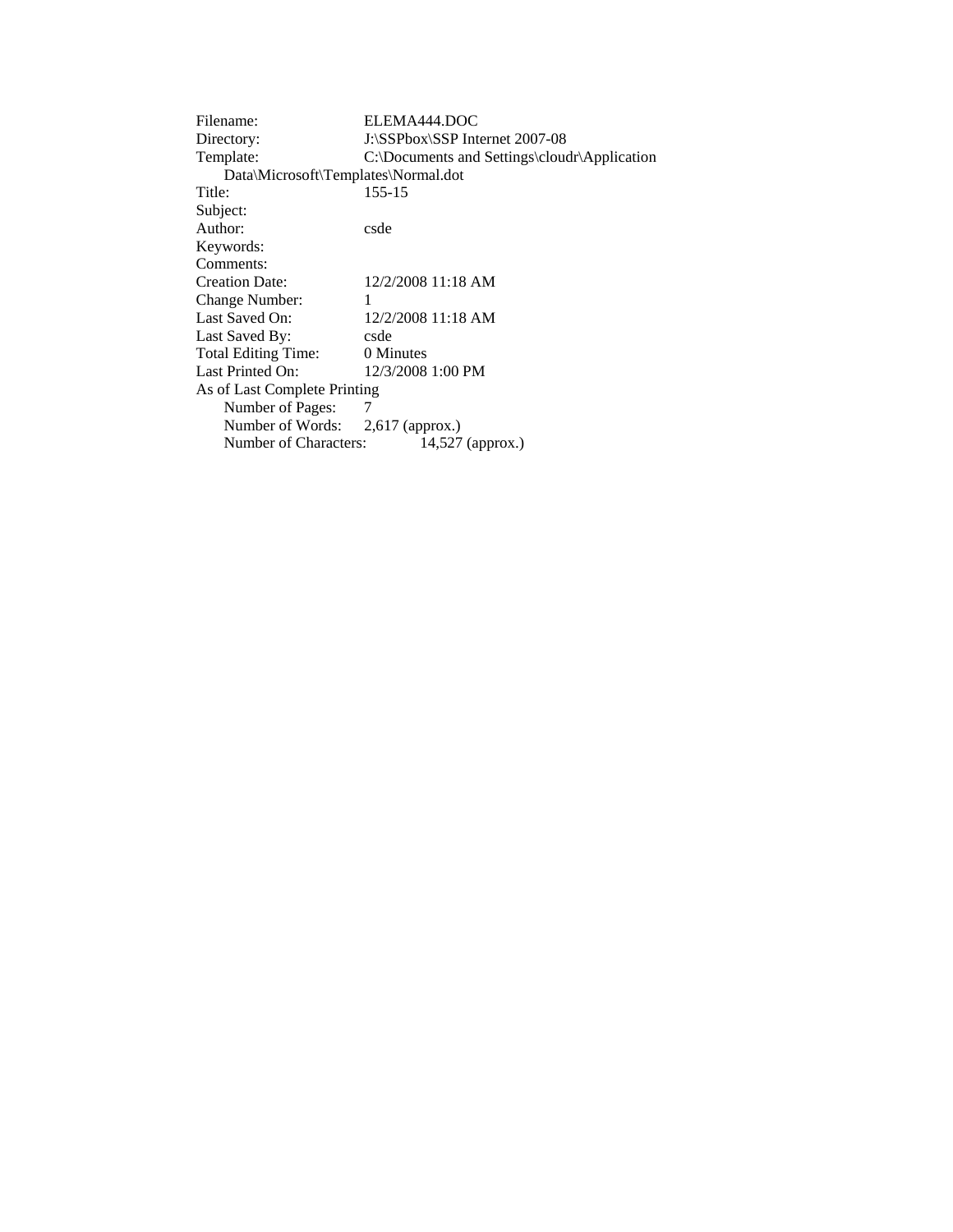Filename: ELEMA444.DOC
Directory: J:\SSPbox\SSP Internet 2007-08
Template: C:\Documents and Settings\cloudr\Application Data\Microsoft\Templates\Normal.dot
Title: 155-15
Subject:
Author: csde
Keywords:
Comments:
Creation Date: 12/2/2008 11:18 AM
Change Number: 1
Last Saved On: 12/2/2008 11:18 AM
Last Saved By: csde
Total Editing Time: 0 Minutes
Last Printed On: 12/3/2008 1:00 PM
As of Last Complete Printing
Number of Pages: 7
Number of Words: 2,617 (approx.)
Number of Characters: 14,527 (approx.)